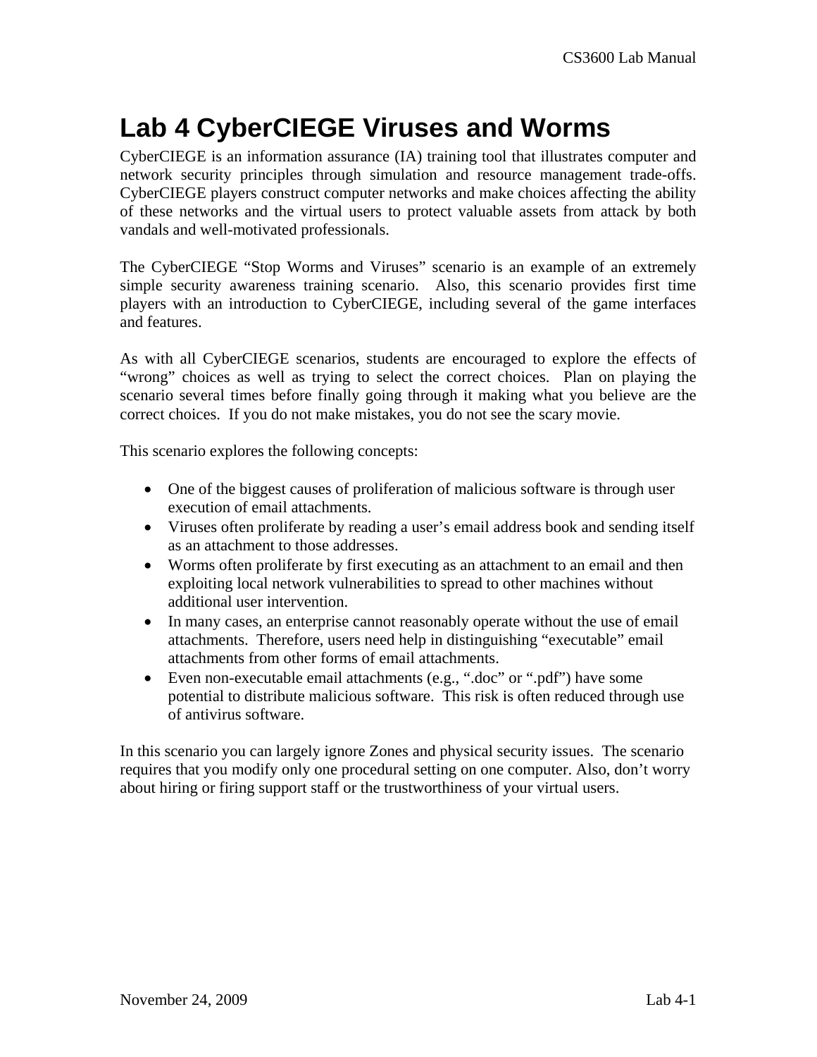# Lab 4 CyberCIEGE Viruses and Worms

CyberCIEGE is an information assurance (IA) training tool that illustrates computer and network security principles through simulation and resource management trade-offs. CyberCIEGE players construct computer networks and make choices affecting the ability of these networks and the virtual users to protect valuable assets from attack by both vandals and well-motivated professionals.

The CyberCIEGE "Stop Worms and Viruses" scenario is an example of an extremely simple security awareness training scenario. Also, this scenario provides first time players with an introduction to CyberCIEGE, including several of the game interfaces and features.

As with all CyberCIEGE scenarios, students are encouraged to explore the effects of "wrong" choices as well as trying to select the correct choices. Plan on playing the scenario several times before finally going through it making what you believe are the correct choices. If you do not make mistakes, you do not see the scary movie.

This scenario explores the following concepts:

- One of the biggest causes of proliferation of malicious software is through user execution of email attachments.
- Viruses often proliferate by reading a user's email address book and sending itself as an attachment to those addresses.
- Worms often proliferate by first executing as an attachment to an email and then exploiting local network vulnerabilities to spread to other machines without additional user intervention.
- In many cases, an enterprise cannot reasonably operate without the use of email attachments. Therefore, users need help in distinguishing "executable" email attachments from other forms of email attachments.
- Even non-executable email attachments (e.g., ".doc" or ".pdf") have some potential to distribute malicious software. This risk is often reduced through use of antivirus software.

In this scenario you can largely ignore Zones and physical security issues. The scenario requires that you modify only one procedural setting on one computer. Also, don't worry about hiring or firing support staff or the trustworthiness of your virtual users.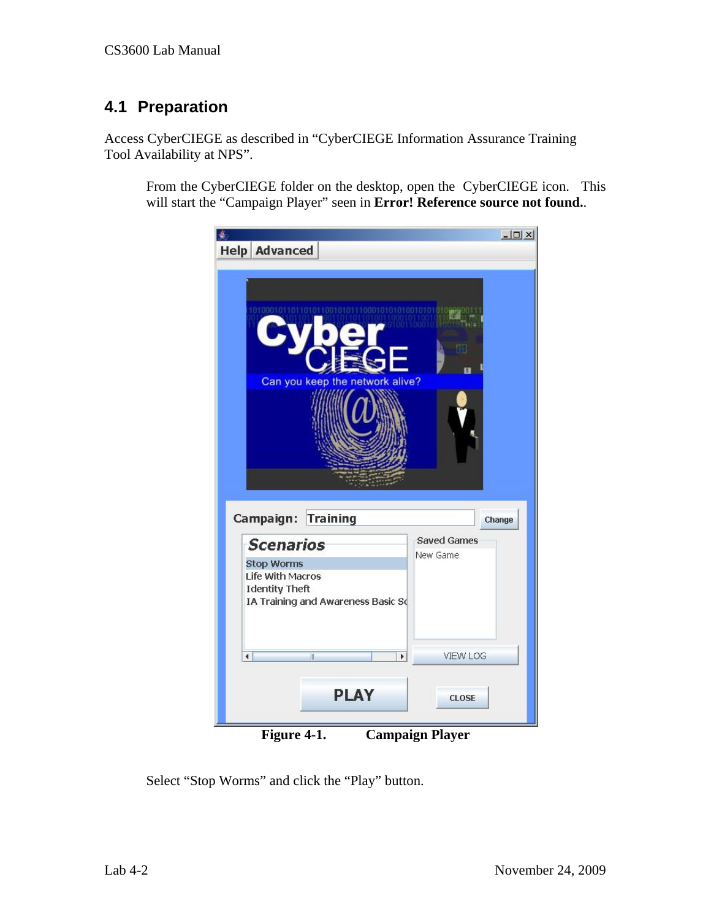## 4.1 Preparation

Access CyberCIEGE as described in "CyberCIEGE Information Assurance Training Tool Availability at NPS".

> From the CyberCIEGE folder on the desktop, open the CyberCIEGE icon. This will start the "Campaign Player" seen in **Error! Reference source not found.**.

**Figure 4-1. Campaign Player**

> Select "Stop Worms" and click the "Play" button.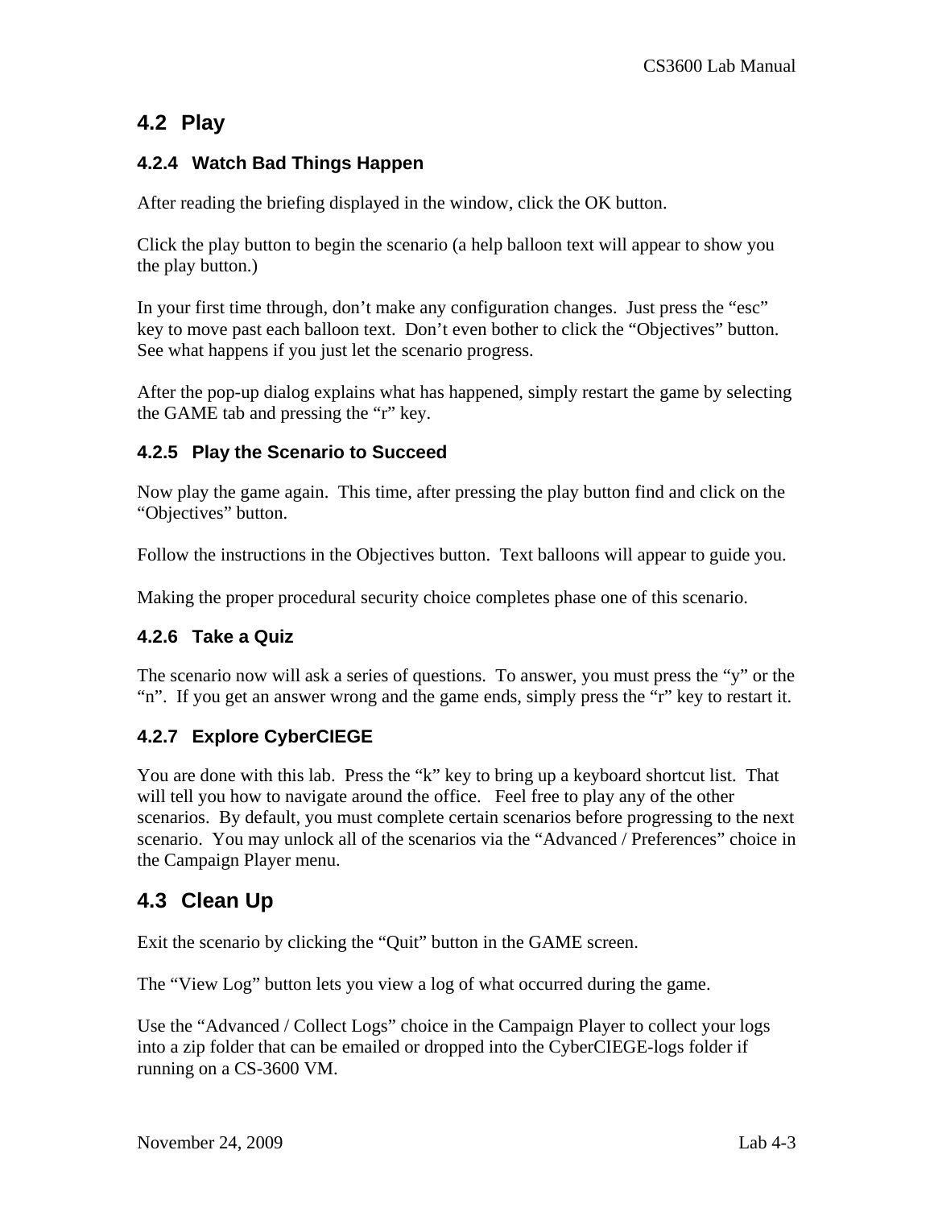## 4.2 Play

### 4.2.4 Watch Bad Things Happen

After reading the briefing displayed in the window, click the OK button.

Click the play button to begin the scenario (a help balloon text will appear to show you the play button.)

In your first time through, don't make any configuration changes. Just press the "esc" key to move past each balloon text. Don't even bother to click the "Objectives" button. See what happens if you just let the scenario progress.

After the pop-up dialog explains what has happened, simply restart the game by selecting the GAME tab and pressing the "r" key.

### 4.2.5 Play the Scenario to Succeed

Now play the game again. This time, after pressing the play button find and click on the "Objectives" button.

Follow the instructions in the Objectives button. Text balloons will appear to guide you.

Making the proper procedural security choice completes phase one of this scenario.

### 4.2.6 Take a Quiz

The scenario now will ask a series of questions. To answer, you must press the "y" or the "n". If you get an answer wrong and the game ends, simply press the "r" key to restart it.

### 4.2.7 Explore CyberCIEGE

You are done with this lab. Press the "k" key to bring up a keyboard shortcut list. That will tell you how to navigate around the office. Feel free to play any of the other scenarios. By default, you must complete certain scenarios before progressing to the next scenario. You may unlock all of the scenarios via the "Advanced / Preferences" choice in the Campaign Player menu.

## 4.3 Clean Up

Exit the scenario by clicking the "Quit" button in the GAME screen.

The "View Log" button lets you view a log of what occurred during the game.

Use the "Advanced / Collect Logs" choice in the Campaign Player to collect your logs into a zip folder that can be emailed or dropped into the CyberCIEGE-logs folder if running on a CS-3600 VM.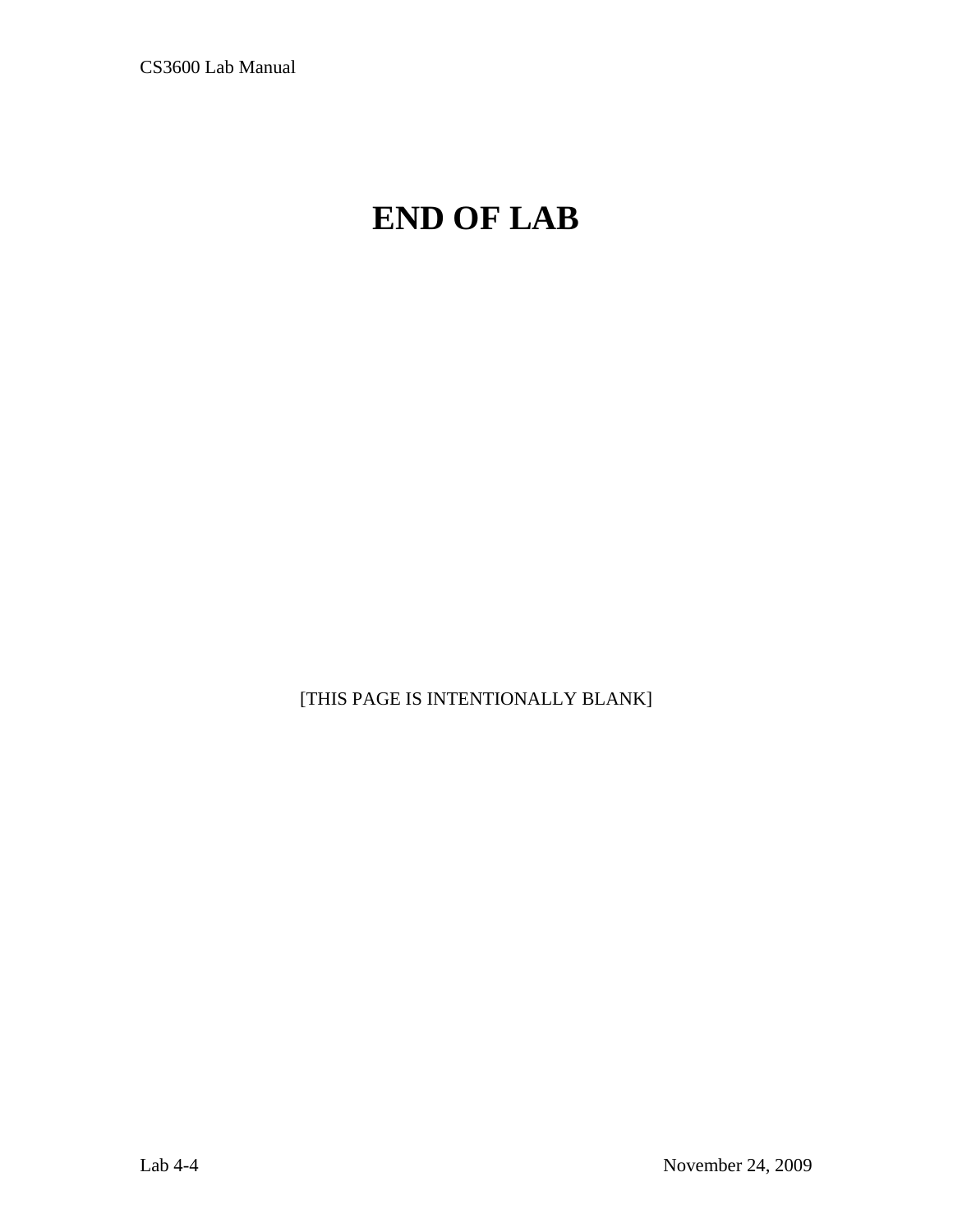# END OF LAB

[THIS PAGE IS INTENTIONALLY BLANK]